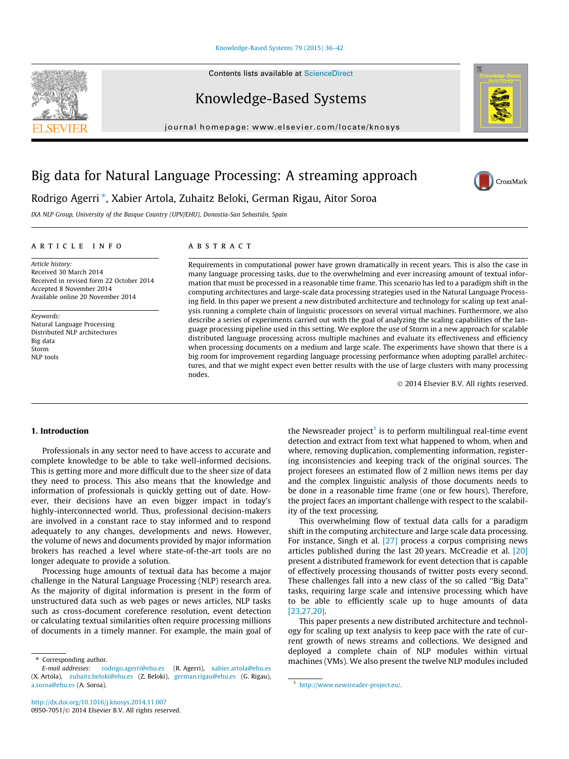# Big data for Natural Language Processing: A streaming approach

Rodrigo Agerri *, Xabier Artola, Zuhaitz Beloki, German Rigau, Aitor Soroa

*IXA NLP Group, University of the Basque Country (UPV/EHU), Donostia-San Sebastián, Spain*

## ARTICLE INFO

*Article history:*
Received 30 March 2014
Received in revised form 22 October 2014
Accepted 8 November 2014
Available online 20 November 2014

*Keywords:*
Natural Language Processing
Distributed NLP architectures
Big data
Storm
NLP tools

## ABSTRACT

Requirements in computational power have grown dramatically in recent years. This is also the case in many language processing tasks, due to the overwhelming and ever increasing amount of textual information that must be processed in a reasonable time frame. This scenario has led to a paradigm shift in the computing architectures and large-scale data processing strategies used in the Natural Language Processing field. In this paper we present a new distributed architecture and technology for scaling up text analysis running a complete chain of linguistic processors on several virtual machines. Furthermore, we also describe a series of experiments carried out with the goal of analyzing the scaling capabilities of the language processing pipeline used in this setting. We explore the use of Storm in a new approach for scalable distributed language processing across multiple machines and evaluate its effectiveness and efficiency when processing documents on a medium and large scale. The experiments have shown that there is a big room for improvement regarding language processing performance when adopting parallel architectures, and that we might expect even better results with the use of large clusters with many processing nodes.

© 2014 Elsevier B.V. All rights reserved.

## 1. Introduction

Professionals in any sector need to have access to accurate and complete knowledge to be able to take well-informed decisions. This is getting more and more difficult due to the sheer size of data they need to process. This also means that the knowledge and information of professionals is quickly getting out of date. However, their decisions have an even bigger impact in today's highly-interconnected world. Thus, professional decision-makers are involved in a constant race to stay informed and to respond adequately to any changes, developments and news. However, the volume of news and documents provided by major information brokers has reached a level where state-of-the-art tools are no longer adequate to provide a solution.

Processing huge amounts of textual data has become a major challenge in the Natural Language Processing (NLP) research area. As the majority of digital information is present in the form of unstructured data such as web pages or news articles, NLP tasks such as cross-document coreference resolution, event detection or calculating textual similarities often require processing millions of documents in a timely manner. For example, the main goal of the Newsreader project[1] is to perform multilingual real-time event detection and extract from text what happened to whom, when and where, removing duplication, complementing information, registering inconsistencies and keeping track of the original sources. The project foresees an estimated flow of 2 million news items per day and the complex linguistic analysis of those documents needs to be done in a reasonable time frame (one or few hours). Therefore, the project faces an important challenge with respect to the scalability of the text processing.

This overwhelming flow of textual data calls for a paradigm shift in the computing architecture and large scale data processing. For instance, Singh et al. [27] process a corpus comprising news articles published during the last 20 years. McCreadie et al. [20] present a distributed framework for event detection that is capable of effectively processing thousands of twitter posts every second. These challenges fall into a new class of the so called "Big Data" tasks, requiring large scale and intensive processing which have to be able to efficiently scale up to huge amounts of data [23,27,20].

This paper presents a new distributed architecture and technology for scaling up text analysis to keep pace with the rate of current growth of news streams and collections. We designed and deployed a complete chain of NLP modules within virtual machines (VMs). We also present the twelve NLP modules included

* Corresponding author.
*E-mail addresses:* rodrigo.agerri@ehu.es (R. Agerri), xabier.artola@ehu.es (X. Artola), zuhaitz.beloki@ehu.es (Z. Beloki), german.rigau@ehu.es (G. Rigau), a.soroa@ehu.es (A. Soroa).

[1] http://www.newsreader-project.eu/.

http://dx.doi.org/10.1016/j.knosys.2014.11.007
0950-7051/© 2014 Elsevier B.V. All rights reserved.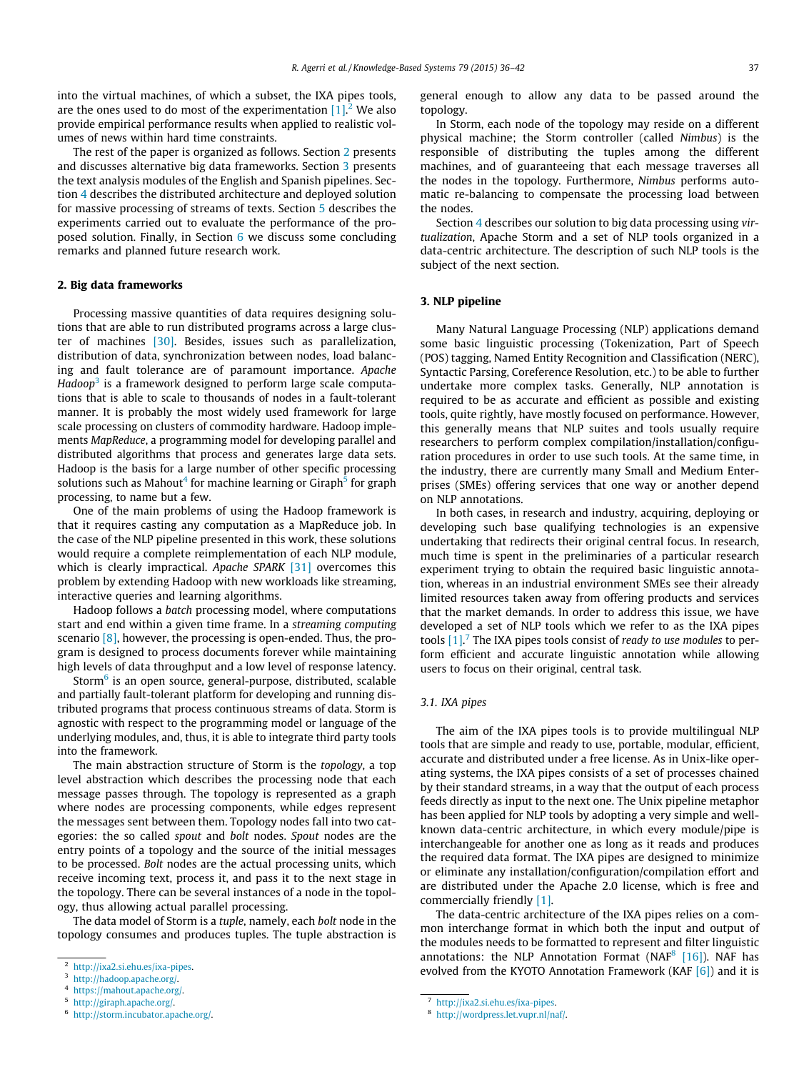into the virtual machines, of which a subset, the IXA pipes tools, are the ones used to do most of the experimentation [1].[2] We also provide empirical performance results when applied to realistic volumes of news within hard time constraints.

The rest of the paper is organized as follows. Section 2 presents and discusses alternative big data frameworks. Section 3 presents the text analysis modules of the English and Spanish pipelines. Section 4 describes the distributed architecture and deployed solution for massive processing of streams of texts. Section 5 describes the experiments carried out to evaluate the performance of the proposed solution. Finally, in Section 6 we discuss some concluding remarks and planned future research work.

## 2. Big data frameworks

Processing massive quantities of data requires designing solutions that are able to run distributed programs across a large cluster of machines [30]. Besides, issues such as parallelization, distribution of data, synchronization between nodes, load balancing and fault tolerance are of paramount importance. *Apache Hadoop*[3] is a framework designed to perform large scale computations that is able to scale to thousands of nodes in a fault-tolerant manner. It is probably the most widely used framework for large scale processing on clusters of commodity hardware. Hadoop implements *MapReduce*, a programming model for developing parallel and distributed algorithms that process and generates large data sets. Hadoop is the basis for a large number of other specific processing solutions such as Mahout[4] for machine learning or Giraph[5] for graph processing, to name but a few.

One of the main problems of using the Hadoop framework is that it requires casting any computation as a MapReduce job. In the case of the NLP pipeline presented in this work, these solutions would require a complete reimplementation of each NLP module, which is clearly impractical. *Apache SPARK* [31] overcomes this problem by extending Hadoop with new workloads like streaming, interactive queries and learning algorithms.

Hadoop follows a *batch* processing model, where computations start and end within a given time frame. In a *streaming computing* scenario [8], however, the processing is open-ended. Thus, the program is designed to process documents forever while maintaining high levels of data throughput and a low level of response latency.

Storm[6] is an open source, general-purpose, distributed, scalable and partially fault-tolerant platform for developing and running distributed programs that process continuous streams of data. Storm is agnostic with respect to the programming model or language of the underlying modules, and, thus, it is able to integrate third party tools into the framework.

The main abstraction structure of Storm is the *topology*, a top level abstraction which describes the processing node that each message passes through. The topology is represented as a graph where nodes are processing components, while edges represent the messages sent between them. Topology nodes fall into two categories: the so called *spout* and *bolt* nodes. *Spout* nodes are the entry points of a topology and the source of the initial messages to be processed. *Bolt* nodes are the actual processing units, which receive incoming text, process it, and pass it to the next stage in the topology. There can be several instances of a node in the topology, thus allowing actual parallel processing.

The data model of Storm is a *tuple*, namely, each *bolt* node in the topology consumes and produces tuples. The tuple abstraction is general enough to allow any data to be passed around the topology.

In Storm, each node of the topology may reside on a different physical machine; the Storm controller (called *Nimbus*) is the responsible of distributing the tuples among the different machines, and of guaranteeing that each message traverses all the nodes in the topology. Furthermore, *Nimbus* performs automatic re-balancing to compensate the processing load between the nodes.

Section 4 describes our solution to big data processing using *virtualization*, Apache Storm and a set of NLP tools organized in a data-centric architecture. The description of such NLP tools is the subject of the next section.

## 3. NLP pipeline

Many Natural Language Processing (NLP) applications demand some basic linguistic processing (Tokenization, Part of Speech (POS) tagging, Named Entity Recognition and Classification (NERC), Syntactic Parsing, Coreference Resolution, etc.) to be able to further undertake more complex tasks. Generally, NLP annotation is required to be as accurate and efficient as possible and existing tools, quite rightly, have mostly focused on performance. However, this generally means that NLP suites and tools usually require researchers to perform complex compilation/installation/configuration procedures in order to use such tools. At the same time, in the industry, there are currently many Small and Medium Enterprises (SMEs) offering services that one way or another depend on NLP annotations.

In both cases, in research and industry, acquiring, deploying or developing such base qualifying technologies is an expensive undertaking that redirects their original central focus. In research, much time is spent in the preliminaries of a particular research experiment trying to obtain the required basic linguistic annotation, whereas in an industrial environment SMEs see their already limited resources taken away from offering products and services that the market demands. In order to address this issue, we have developed a set of NLP tools which we refer to as the IXA pipes tools [1].[7] The IXA pipes tools consist of *ready to use modules* to perform efficient and accurate linguistic annotation while allowing users to focus on their original, central task.

### 3.1. IXA pipes

The aim of the IXA pipes tools is to provide multilingual NLP tools that are simple and ready to use, portable, modular, efficient, accurate and distributed under a free license. As in Unix-like operating systems, the IXA pipes consists of a set of processes chained by their standard streams, in a way that the output of each process feeds directly as input to the next one. The Unix pipeline metaphor has been applied for NLP tools by adopting a very simple and well-known data-centric architecture, in which every module/pipe is interchangeable for another one as long as it reads and produces the required data format. The IXA pipes are designed to minimize or eliminate any installation/configuration/compilation effort and are distributed under the Apache 2.0 license, which is free and commercially friendly [1].

The data-centric architecture of the IXA pipes relies on a common interchange format in which both the input and output of the modules needs to be formatted to represent and filter linguistic annotations: the NLP Annotation Format (NAF[8] [16]). NAF has evolved from the KYOTO Annotation Framework (KAF [6]) and it is

---

[2] http://ixa2.si.ehu.es/ixa-pipes.
[3] http://hadoop.apache.org/.
[4] https://mahout.apache.org/.
[5] http://giraph.apache.org/.
[6] http://storm.incubator.apache.org/.
[7] http://ixa2.si.ehu.es/ixa-pipes.
[8] http://wordpress.let.vupr.nl/naf/.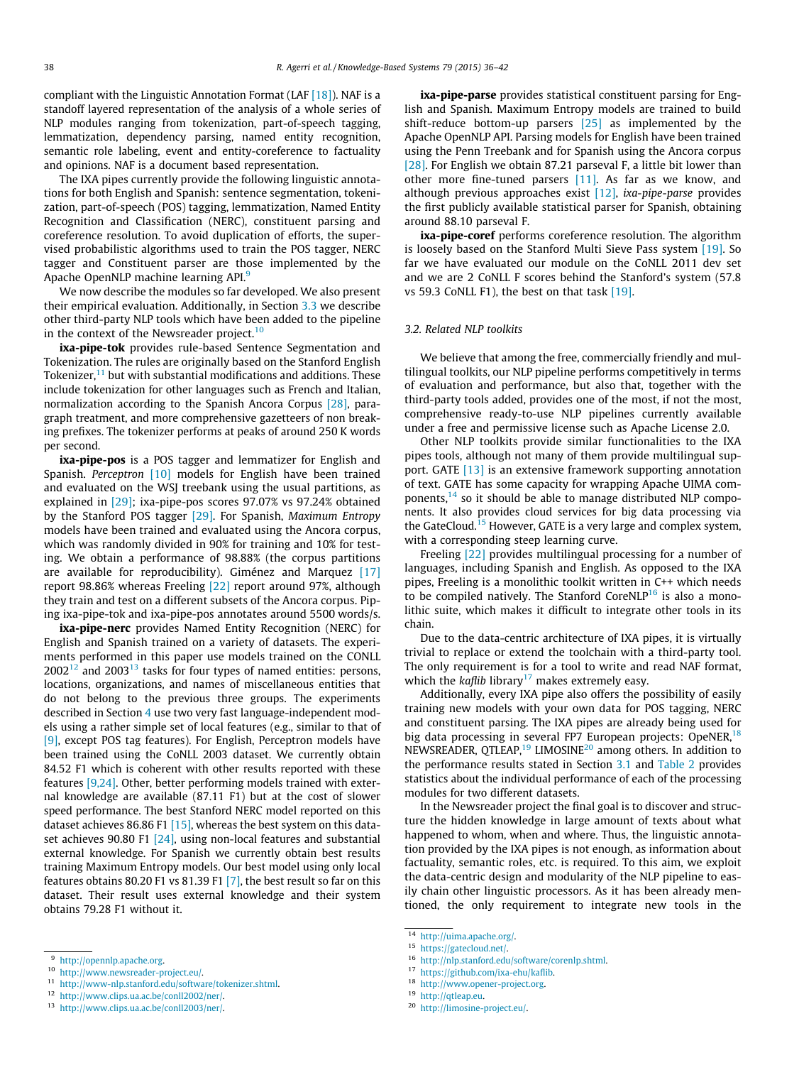compliant with the Linguistic Annotation Format (LAF [18]). NAF is a standoff layered representation of the analysis of a whole series of NLP modules ranging from tokenization, part-of-speech tagging, lemmatization, dependency parsing, named entity recognition, semantic role labeling, event and entity-coreference to factuality and opinions. NAF is a document based representation.

The IXA pipes currently provide the following linguistic annotations for both English and Spanish: sentence segmentation, tokenization, part-of-speech (POS) tagging, lemmatization, Named Entity Recognition and Classification (NERC), constituent parsing and coreference resolution. To avoid duplication of efforts, the supervised probabilistic algorithms used to train the POS tagger, NERC tagger and Constituent parser are those implemented by the Apache OpenNLP machine learning API.[9]

We now describe the modules so far developed. We also present their empirical evaluation. Additionally, in Section 3.3 we describe other third-party NLP tools which have been added to the pipeline in the context of the Newsreader project.[10]

**ixa-pipe-tok** provides rule-based Sentence Segmentation and Tokenization. The rules are originally based on the Stanford English Tokenizer,[11] but with substantial modifications and additions. These include tokenization for other languages such as French and Italian, normalization according to the Spanish Ancora Corpus [28], paragraph treatment, and more comprehensive gazetteers of non breaking prefixes. The tokenizer performs at peaks of around 250 K words per second.

**ixa-pipe-pos** is a POS tagger and lemmatizer for English and Spanish. *Perceptron* [10] models for English have been trained and evaluated on the WSJ treebank using the usual partitions, as explained in [29]; ixa-pipe-pos scores 97.07% vs 97.24% obtained by the Stanford POS tagger [29]. For Spanish, *Maximum Entropy* models have been trained and evaluated using the Ancora corpus, which was randomly divided in 90% for training and 10% for testing. We obtain a performance of 98.88% (the corpus partitions are available for reproducibility). Giménez and Marquez [17] report 98.86% whereas Freeling [22] report around 97%, although they train and test on a different subsets of the Ancora corpus. Piping ixa-pipe-tok and ixa-pipe-pos annotates around 5500 words/s.

**ixa-pipe-nerc** provides Named Entity Recognition (NERC) for English and Spanish trained on a variety of datasets. The experiments performed in this paper use models trained on the CONLL 2002[12] and 2003[13] tasks for four types of named entities: persons, locations, organizations, and names of miscellaneous entities that do not belong to the previous three groups. The experiments described in Section 4 use two very fast language-independent models using a rather simple set of local features (e.g., similar to that of [9], except POS tag features). For English, Perceptron models have been trained using the CoNLL 2003 dataset. We currently obtain 84.52 F1 which is coherent with other results reported with these features [9,24]. Other, better performing models trained with external knowledge are available (87.11 F1) but at the cost of slower speed performance. The best Stanford NERC model reported on this dataset achieves 86.86 F1 [15], whereas the best system on this dataset achieves 90.80 F1 [24], using non-local features and substantial external knowledge. For Spanish we currently obtain best results training Maximum Entropy models. Our best model using only local features obtains 80.20 F1 vs 81.39 F1 [7], the best result so far on this dataset. Their result uses external knowledge and their system obtains 79.28 F1 without it.

**ixa-pipe-parse** provides statistical constituent parsing for English and Spanish. Maximum Entropy models are trained to build shift-reduce bottom-up parsers [25] as implemented by the Apache OpenNLP API. Parsing models for English have been trained using the Penn Treebank and for Spanish using the Ancora corpus [28]. For English we obtain 87.21 parseval F, a little bit lower than other more fine-tuned parsers [11]. As far as we know, and although previous approaches exist [12], *ixa-pipe-parse* provides the first publicly available statistical parser for Spanish, obtaining around 88.10 parseval F.

**ixa-pipe-coref** performs coreference resolution. The algorithm is loosely based on the Stanford Multi Sieve Pass system [19]. So far we have evaluated our module on the CoNLL 2011 dev set and we are 2 CoNLL F scores behind the Stanford's system (57.8 vs 59.3 CoNLL F1), the best on that task [19].

### 3.2. Related NLP toolkits

We believe that among the free, commercially friendly and multilingual toolkits, our NLP pipeline performs competitively in terms of evaluation and performance, but also that, together with the third-party tools added, provides one of the most, if not the most, comprehensive ready-to-use NLP pipelines currently available under a free and permissive license such as Apache License 2.0.

Other NLP toolkits provide similar functionalities to the IXA pipes tools, although not many of them provide multilingual support. GATE [13] is an extensive framework supporting annotation of text. GATE has some capacity for wrapping Apache UIMA components,[14] so it should be able to manage distributed NLP components. It also provides cloud services for big data processing via the GateCloud.[15] However, GATE is a very large and complex system, with a corresponding steep learning curve.

Freeling [22] provides multilingual processing for a number of languages, including Spanish and English. As opposed to the IXA pipes, Freeling is a monolithic toolkit written in C++ which needs to be compiled natively. The Stanford CoreNLP[16] is also a monolithic suite, which makes it difficult to integrate other tools in its chain.

Due to the data-centric architecture of IXA pipes, it is virtually trivial to replace or extend the toolchain with a third-party tool. The only requirement is for a tool to write and read NAF format, which the *kaflib* library[17] makes extremely easy.

Additionally, every IXA pipe also offers the possibility of easily training new models with your own data for POS tagging, NERC and constituent parsing. The IXA pipes are already being used for big data processing in several FP7 European projects: OpeNER,[18] NEWSREADER, QTLEAP,[19] LIMOSINE[20] among others. In addition to the performance results stated in Section 3.1 and Table 2 provides statistics about the individual performance of each of the processing modules for two different datasets.

In the Newsreader project the final goal is to discover and structure the hidden knowledge in large amount of texts about what happened to whom, when and where. Thus, the linguistic annotation provided by the IXA pipes is not enough, as information about factuality, semantic roles, etc. is required. To this aim, we exploit the data-centric design and modularity of the NLP pipeline to easily chain other linguistic processors. As it has been already mentioned, the only requirement to integrate new tools in the

---

[9] http://opennlp.apache.org.

[10] http://www.newsreader-project.eu/.

[11] http://www-nlp.stanford.edu/software/tokenizer.shtml.

[12] http://www.clips.ua.ac.be/conll2002/ner/.

[13] http://www.clips.ua.ac.be/conll2003/ner/.

[14] http://uima.apache.org/.

[15] https://gatecloud.net/.

[16] http://nlp.stanford.edu/software/corenlp.shtml.

[17] https://github.com/ixa-ehu/kaflib.

[18] http://www.opener-project.org.

[19] http://qtleap.eu.

[20] http://limosine-project.eu/.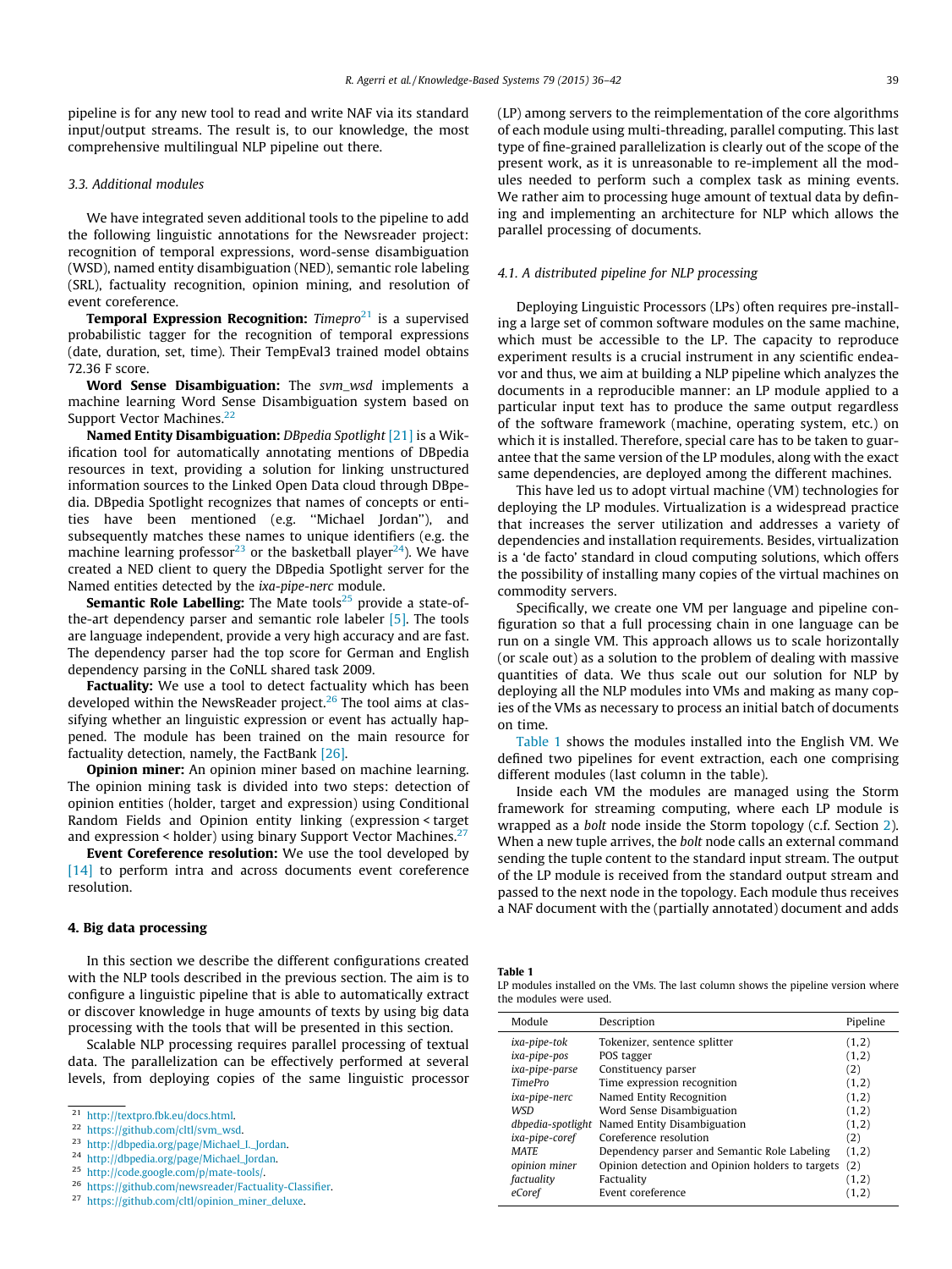pipeline is for any new tool to read and write NAF via its standard input/output streams. The result is, to our knowledge, the most comprehensive multilingual NLP pipeline out there.

### 3.3. Additional modules

We have integrated seven additional tools to the pipeline to add the following linguistic annotations for the Newsreader project: recognition of temporal expressions, word-sense disambiguation (WSD), named entity disambiguation (NED), semantic role labeling (SRL), factuality recognition, opinion mining, and resolution of event coreference.

**Temporal Expression Recognition:** *Timepro*[21] is a supervised probabilistic tagger for the recognition of temporal expressions (date, duration, set, time). Their TempEval3 trained model obtains 72.36 F score.

**Word Sense Disambiguation:** The *svm_wsd* implements a machine learning Word Sense Disambiguation system based on Support Vector Machines.[22]

**Named Entity Disambiguation:** *DBpedia Spotlight* [21] is a Wikification tool for automatically annotating mentions of DBpedia resources in text, providing a solution for linking unstructured information sources to the Linked Open Data cloud through DBpedia. DBpedia Spotlight recognizes that names of concepts or entities have been mentioned (e.g. "Michael Jordan"), and subsequently matches these names to unique identifiers (e.g. the machine learning professor[23] or the basketball player[24]). We have created a NED client to query the DBpedia Spotlight server for the Named entities detected by the *ixa-pipe-nerc* module.

**Semantic Role Labelling:** The Mate tools[25] provide a state-of-the-art dependency parser and semantic role labeler [5]. The tools are language independent, provide a very high accuracy and are fast. The dependency parser had the top score for German and English dependency parsing in the CoNLL shared task 2009.

**Factuality:** We use a tool to detect factuality which has been developed within the NewsReader project.[26] The tool aims at classifying whether an linguistic expression or event has actually happened. The module has been trained on the main resource for factuality detection, namely, the FactBank [26].

**Opinion miner:** An opinion miner based on machine learning. The opinion mining task is divided into two steps: detection of opinion entities (holder, target and expression) using Conditional Random Fields and Opinion entity linking (expression < target and expression < holder) using binary Support Vector Machines.[27]

**Event Coreference resolution:** We use the tool developed by [14] to perform intra and across documents event coreference resolution.

## 4. Big data processing

In this section we describe the different configurations created with the NLP tools described in the previous section. The aim is to configure a linguistic pipeline that is able to automatically extract or discover knowledge in huge amounts of texts by using big data processing with the tools that will be presented in this section.

Scalable NLP processing requires parallel processing of textual data. The parallelization can be effectively performed at several levels, from deploying copies of the same linguistic processor (LP) among servers to the reimplementation of the core algorithms of each module using multi-threading, parallel computing. This last type of fine-grained parallelization is clearly out of the scope of the present work, as it is unreasonable to re-implement all the modules needed to perform such a complex task as mining events. We rather aim to processing huge amount of textual data by defining and implementing an architecture for NLP which allows the parallel processing of documents.

### 4.1. A distributed pipeline for NLP processing

Deploying Linguistic Processors (LPs) often requires pre-installing a large set of common software modules on the same machine, which must be accessible to the LP. The capacity to reproduce experiment results is a crucial instrument in any scientific endeavor and thus, we aim at building a NLP pipeline which analyzes the documents in a reproducible manner: an LP module applied to a particular input text has to produce the same output regardless of the software framework (machine, operating system, etc.) on which it is installed. Therefore, special care has to be taken to guarantee that the same version of the LP modules, along with the exact same dependencies, are deployed among the different machines.

This have led us to adopt virtual machine (VM) technologies for deploying the LP modules. Virtualization is a widespread practice that increases the server utilization and addresses a variety of dependencies and installation requirements. Besides, virtualization is a 'de facto' standard in cloud computing solutions, which offers the possibility of installing many copies of the virtual machines on commodity servers.

Specifically, we create one VM per language and pipeline configuration so that a full processing chain in one language can be run on a single VM. This approach allows us to scale horizontally (or scale out) as a solution to the problem of dealing with massive quantities of data. We thus scale out our solution for NLP by deploying all the NLP modules into VMs and making as many copies of the VMs as necessary to process an initial batch of documents on time.

Table 1 shows the modules installed into the English VM. We defined two pipelines for event extraction, each one comprising different modules (last column in the table).

Inside each VM the modules are managed using the Storm framework for streaming computing, where each LP module is wrapped as a *bolt* node inside the Storm topology (c.f. Section 2). When a new tuple arrives, the *bolt* node calls an external command sending the tuple content to the standard input stream. The output of the LP module is received from the standard output stream and passed to the next node in the topology. Each module thus receives a NAF document with the (partially annotated) document and adds

**Table 1**
LP modules installed on the VMs. The last column shows the pipeline version where the modules were used.

| Module | Description | Pipeline |
|---|---|---|
| *ixa-pipe-tok* | Tokenizer, sentence splitter | (1,2) |
| *ixa-pipe-pos* | POS tagger | (1,2) |
| *ixa-pipe-parse* | Constituency parser | (2) |
| *TimePro* | Time expression recognition | (1,2) |
| *ixa-pipe-nerc* | Named Entity Recognition | (1,2) |
| *WSD* | Word Sense Disambiguation | (1,2) |
| *dbpedia-spotlight* | Named Entity Disambiguation | (1,2) |
| *ixa-pipe-coref* | Coreference resolution | (2) |
| *MATE* | Dependency parser and Semantic Role Labeling | (1,2) |
| *opinion miner* | Opinion detection and Opinion holders to targets | (2) |
| *factuality* | Factuality | (1,2) |
| *eCoref* | Event coreference | (1,2) |

[21] http://textpro.fbk.eu/docs.html.
[22] https://github.com/cltl/svm_wsd.
[23] http://dbpedia.org/page/Michael_I._Jordan.
[24] http://dbpedia.org/page/Michael_Jordan.
[25] http://code.google.com/p/mate-tools/.
[26] https://github.com/newsreader/Factuality-Classifier.
[27] https://github.com/cltl/opinion_miner_deluxe.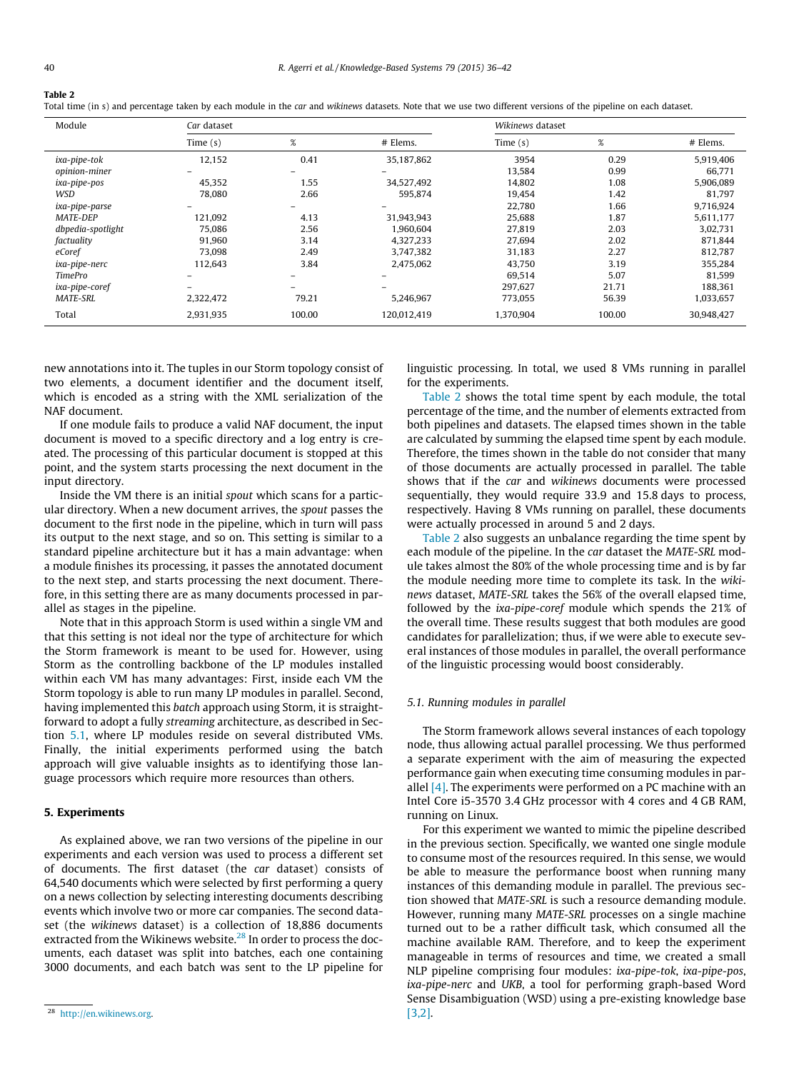**Table 2**
Total time (in s) and percentage taken by each module in the *car* and *wikinews* datasets. Note that we use two different versions of the pipeline on each dataset.

| Module | *Car* dataset | | | *Wikinews* dataset | | |
|---|---|---|---|---|---|---|
| | Time (s) | % | # Elems. | Time (s) | % | # Elems. |
| *ixa-pipe-tok* | 12,152 | 0.41 | 35,187,862 | 3954 | 0.29 | 5,919,406 |
| *opinion-miner* | – | – | – | 13,584 | 0.99 | 66,771 |
| *ixa-pipe-pos* | 45,352 | 1.55 | 34,527,492 | 14,802 | 1.08 | 5,906,089 |
| *WSD* | 78,080 | 2.66 | 595,874 | 19,454 | 1.42 | 81,797 |
| *ixa-pipe-parse* | – | – | – | 22,780 | 1.66 | 9,716,924 |
| *MATE-DEP* | 121,092 | 4.13 | 31,943,943 | 25,688 | 1.87 | 5,611,177 |
| *dbpedia-spotlight* | 75,086 | 2.56 | 1,960,604 | 27,819 | 2.03 | 3,02,731 |
| *factuality* | 91,960 | 3.14 | 4,327,233 | 27,694 | 2.02 | 871,844 |
| *eCoref* | 73,098 | 2.49 | 3,747,382 | 31,183 | 2.27 | 812,787 |
| *ixa-pipe-nerc* | 112,643 | 3.84 | 2,475,062 | 43,750 | 3.19 | 355,284 |
| *TimePro* | – | – | – | 69,514 | 5.07 | 81,599 |
| *ixa-pipe-coref* | – | – | – | 297,627 | 21.71 | 188,361 |
| *MATE-SRL* | 2,322,472 | 79.21 | 5,246,967 | 773,055 | 56.39 | 1,033,657 |
| Total | 2,931,935 | 100.00 | 120,012,419 | 1,370,904 | 100.00 | 30,948,427 |

new annotations into it. The tuples in our Storm topology consist of two elements, a document identifier and the document itself, which is encoded as a string with the XML serialization of the NAF document.

If one module fails to produce a valid NAF document, the input document is moved to a specific directory and a log entry is created. The processing of this particular document is stopped at this point, and the system starts processing the next document in the input directory.

Inside the VM there is an initial *spout* which scans for a particular directory. When a new document arrives, the *spout* passes the document to the first node in the pipeline, which in turn will pass its output to the next stage, and so on. This setting is similar to a standard pipeline architecture but it has a main advantage: when a module finishes its processing, it passes the annotated document to the next step, and starts processing the next document. Therefore, in this setting there are as many documents processed in parallel as stages in the pipeline.

Note that in this approach Storm is used within a single VM and that this setting is not ideal nor the type of architecture for which the Storm framework is meant to be used for. However, using Storm as the controlling backbone of the LP modules installed within each VM has many advantages: First, inside each VM the Storm topology is able to run many LP modules in parallel. Second, having implemented this *batch* approach using Storm, it is straightforward to adopt a fully *streaming* architecture, as described in Section 5.1, where LP modules reside on several distributed VMs. Finally, the initial experiments performed using the batch approach will give valuable insights as to identifying those language processors which require more resources than others.

## 5. Experiments

As explained above, we ran two versions of the pipeline in our experiments and each version was used to process a different set of documents. The first dataset (the *car* dataset) consists of 64,540 documents which were selected by first performing a query on a news collection by selecting interesting documents describing events which involve two or more car companies. The second dataset (the *wikinews* dataset) is a collection of 18,886 documents extracted from the Wikinews website.[28] In order to process the documents, each dataset was split into batches, each one containing 3000 documents, and each batch was sent to the LP pipeline for linguistic processing. In total, we used 8 VMs running in parallel for the experiments.

Table 2 shows the total time spent by each module, the total percentage of the time, and the number of elements extracted from both pipelines and datasets. The elapsed times shown in the table are calculated by summing the elapsed time spent by each module. Therefore, the times shown in the table do not consider that many of those documents are actually processed in parallel. The table shows that if the *car* and *wikinews* documents were processed sequentially, they would require 33.9 and 15.8 days to process, respectively. Having 8 VMs running on parallel, these documents were actually processed in around 5 and 2 days.

Table 2 also suggests an unbalance regarding the time spent by each module of the pipeline. In the *car* dataset the *MATE-SRL* module takes almost the 80% of the whole processing time and is by far the module needing more time to complete its task. In the *wikinews* dataset, *MATE-SRL* takes the 56% of the overall elapsed time, followed by the *ixa-pipe-coref* module which spends the 21% of the overall time. These results suggest that both modules are good candidates for parallelization; thus, if we were able to execute several instances of those modules in parallel, the overall performance of the linguistic processing would boost considerably.

### 5.1. Running modules in parallel

The Storm framework allows several instances of each topology node, thus allowing actual parallel processing. We thus performed a separate experiment with the aim of measuring the expected performance gain when executing time consuming modules in parallel [4]. The experiments were performed on a PC machine with an Intel Core i5-3570 3.4 GHz processor with 4 cores and 4 GB RAM, running on Linux.

For this experiment we wanted to mimic the pipeline described in the previous section. Specifically, we wanted one single module to consume most of the resources required. In this sense, we would be able to measure the performance boost when running many instances of this demanding module in parallel. The previous section showed that *MATE-SRL* is such a resource demanding module. However, running many *MATE-SRL* processes on a single machine turned out to be a rather difficult task, which consumed all the machine available RAM. Therefore, and to keep the experiment manageable in terms of resources and time, we created a small NLP pipeline comprising four modules: *ixa-pipe-tok*, *ixa-pipe-pos*, *ixa-pipe-nerc* and *UKB*, a tool for performing graph-based Word Sense Disambiguation (WSD) using a pre-existing knowledge base [3,2].

[28] http://en.wikinews.org.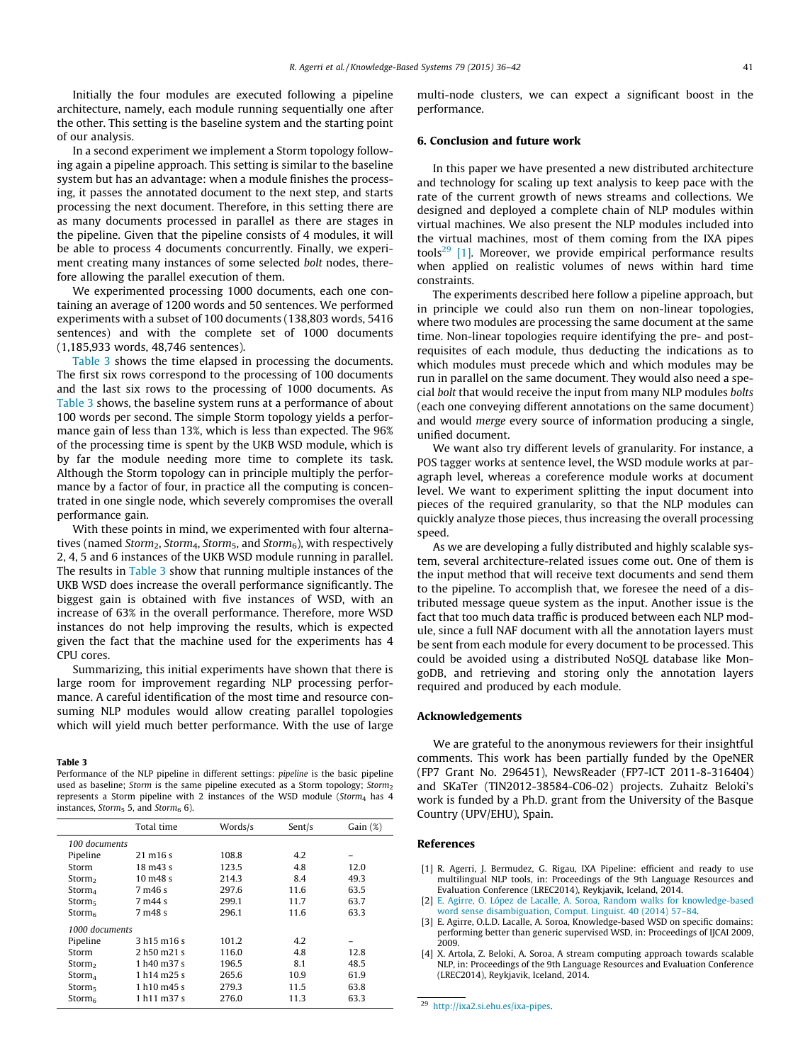Initially the four modules are executed following a pipeline architecture, namely, each module running sequentially one after the other. This setting is the baseline system and the starting point of our analysis.

In a second experiment we implement a Storm topology following again a pipeline approach. This setting is similar to the baseline system but has an advantage: when a module finishes the processing, it passes the annotated document to the next step, and starts processing the next document. Therefore, in this setting there are as many documents processed in parallel as there are stages in the pipeline. Given that the pipeline consists of 4 modules, it will be able to process 4 documents concurrently. Finally, we experiment creating many instances of some selected *bolt* nodes, therefore allowing the parallel execution of them.

We experimented processing 1000 documents, each one containing an average of 1200 words and 50 sentences. We performed experiments with a subset of 100 documents (138,803 words, 5416 sentences) and with the complete set of 1000 documents (1,185,933 words, 48,746 sentences).

Table 3 shows the time elapsed in processing the documents. The first six rows correspond to the processing of 100 documents and the last six rows to the processing of 1000 documents. As Table 3 shows, the baseline system runs at a performance of about 100 words per second. The simple Storm topology yields a performance gain of less than 13%, which is less than expected. The 96% of the processing time is spent by the UKB WSD module, which is by far the module needing more time to complete its task. Although the Storm topology can in principle multiply the performance by a factor of four, in practice all the computing is concentrated in one single node, which severely compromises the overall performance gain.

With these points in mind, we experimented with four alternatives (named $Storm_2$, $Storm_4$, $Storm_5$, and $Storm_6$), with respectively 2, 4, 5 and 6 instances of the UKB WSD module running in parallel. The results in Table 3 show that running multiple instances of the UKB WSD does increase the overall performance significantly. The biggest gain is obtained with five instances of WSD, with an increase of 63% in the overall performance. Therefore, more WSD instances do not help improving the results, which is expected given the fact that the machine used for the experiments has 4 CPU cores.

Summarizing, this initial experiments have shown that there is large room for improvement regarding NLP processing performance. A careful identification of the most time and resource consuming NLP modules would allow creating parallel topologies which will yield much better performance. With the use of large multi-node clusters, we can expect a significant boost in the performance.

**Table 3**
Performance of the NLP pipeline in different settings: *pipeline* is the basic pipeline used as baseline; *Storm* is the same pipeline executed as a Storm topology; $Storm_2$ represents a Storm pipeline with 2 instances of the WSD module ($Storm_4$ has 4 instances, $Storm_5$ 5, and $Storm_6$ 6).

| | Total time | Words/s | Sent/s | Gain (%) |
|---|---|---|---|---|
| *100 documents* | | | | |
| Pipeline | 21 m16 s | 108.8 | 4.2 | – |
| Storm | 18 m43 s | 123.5 | 4.8 | 12.0 |
| $Storm_2$ | 10 m48 s | 214.3 | 8.4 | 49.3 |
| $Storm_4$ | 7 m46 s | 297.6 | 11.6 | 63.5 |
| $Storm_5$ | 7 m44 s | 299.1 | 11.7 | 63.7 |
| $Storm_6$ | 7 m48 s | 296.1 | 11.6 | 63.3 |
| *1000 documents* | | | | |
| Pipeline | 3 h15 m16 s | 101.2 | 4.2 | – |
| Storm | 2 h50 m21 s | 116.0 | 4.8 | 12.8 |
| $Storm_2$ | 1 h40 m37 s | 196.5 | 8.1 | 48.5 |
| $Storm_4$ | 1 h14 m25 s | 265.6 | 10.9 | 61.9 |
| $Storm_5$ | 1 h10 m45 s | 279.3 | 11.5 | 63.8 |
| $Storm_6$ | 1 h11 m37 s | 276.0 | 11.3 | 63.3 |

## 6. Conclusion and future work

In this paper we have presented a new distributed architecture and technology for scaling up text analysis to keep pace with the rate of the current growth of news streams and collections. We designed and deployed a complete chain of NLP modules within virtual machines. We also present the NLP modules included into the virtual machines, most of them coming from the IXA pipes tools[29] [1]. Moreover, we provide empirical performance results when applied on realistic volumes of news within hard time constraints.

The experiments described here follow a pipeline approach, but in principle we could also run them on non-linear topologies, where two modules are processing the same document at the same time. Non-linear topologies require identifying the pre- and post-requisites of each module, thus deducting the indications as to which modules must precede which and which modules may be run in parallel on the same document. They would also need a special *bolt* that would receive the input from many NLP modules *bolts* (each one conveying different annotations on the same document) and would *merge* every source of information producing a single, unified document.

We want also try different levels of granularity. For instance, a POS tagger works at sentence level, the WSD module works at paragraph level, whereas a coreference module works at document level. We want to experiment splitting the input document into pieces of the required granularity, so that the NLP modules can quickly analyze those pieces, thus increasing the overall processing speed.

As we are developing a fully distributed and highly scalable system, several architecture-related issues come out. One of them is the input method that will receive text documents and send them to the pipeline. To accomplish that, we foresee the need of a distributed message queue system as the input. Another issue is the fact that too much data traffic is produced between each NLP module, since a full NAF document with all the annotation layers must be sent from each module for every document to be processed. This could be avoided using a distributed NoSQL database like MongoDB, and retrieving and storing only the annotation layers required and produced by each module.

## Acknowledgements

We are grateful to the anonymous reviewers for their insightful comments. This work has been partially funded by the OpeNER (FP7 Grant No. 296451), NewsReader (FP7-ICT 2011-8-316404) and SKaTer (TIN2012-38584-C06-02) projects. Zuhaitz Beloki's work is funded by a Ph.D. grant from the University of the Basque Country (UPV/EHU), Spain.

## References

[1] R. Agerri, J. Bermudez, G. Rigau, IXA Pipeline: efficient and ready to use multilingual NLP tools, in: Proceedings of the 9th Language Resources and Evaluation Conference (LREC2014), Reykjavik, Iceland, 2014.

[2] E. Agirre, O. López de Lacalle, A. Soroa, Random walks for knowledge-based word sense disambiguation, Comput. Linguist. 40 (2014) 57–84.

[3] E. Agirre, O.L.D. Lacalle, A. Soroa, Knowledge-based WSD on specific domains: performing better than generic supervised WSD, in: Proceedings of IJCAI 2009, 2009.

[4] X. Artola, Z. Beloki, A. Soroa, A stream computing approach towards scalable NLP, in: Proceedings of the 9th Language Resources and Evaluation Conference (LREC2014), Reykjavik, Iceland, 2014.

[29] http://ixa2.si.ehu.es/ixa-pipes.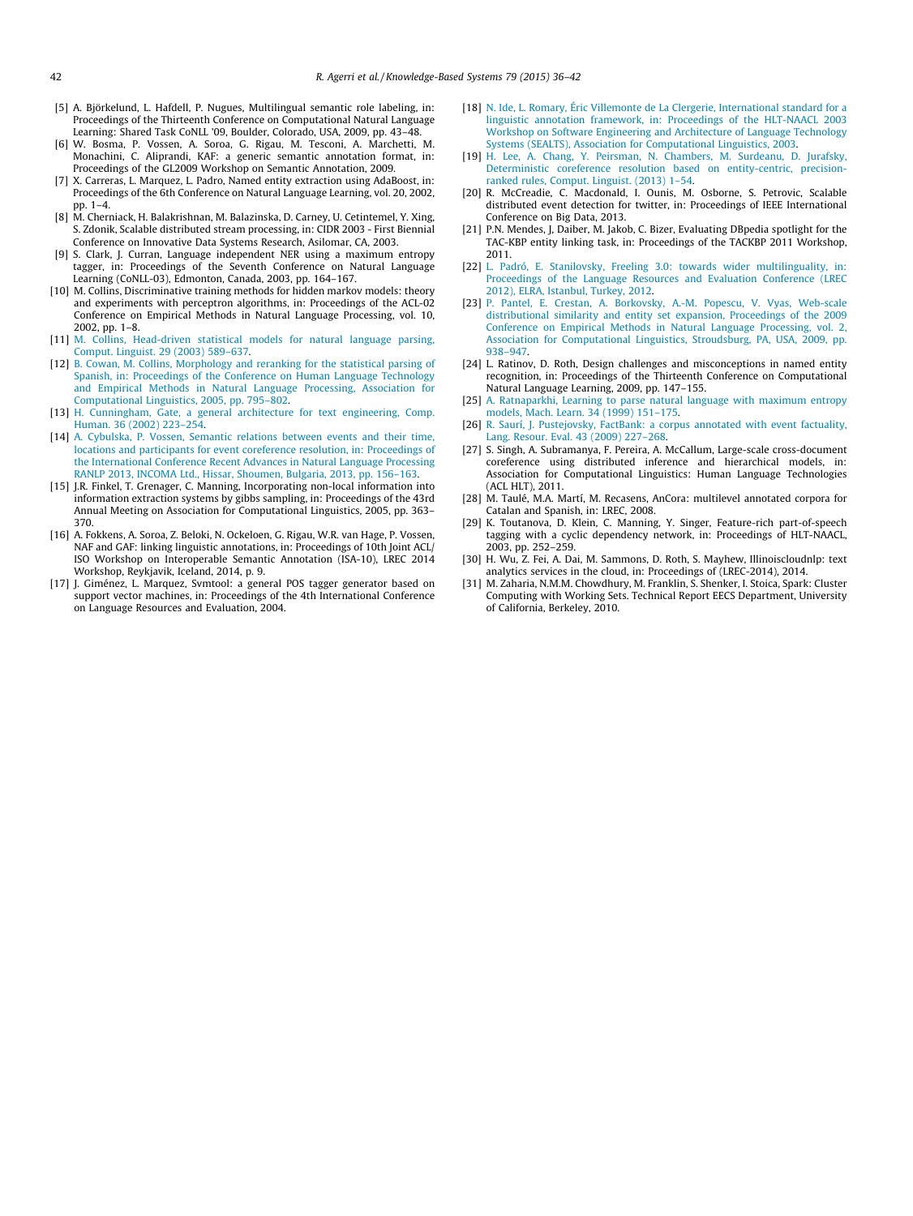[5] A. Björkelund, L. Hafdell, P. Nugues, Multilingual semantic role labeling, in: Proceedings of the Thirteenth Conference on Computational Natural Language Learning: Shared Task CoNLL '09, Boulder, Colorado, USA, 2009, pp. 43–48.

[6] W. Bosma, P. Vossen, A. Soroa, G. Rigau, M. Tesconi, A. Marchetti, M. Monachini, C. Aliprandi, KAF: a generic semantic annotation format, in: Proceedings of the GL2009 Workshop on Semantic Annotation, 2009.

[7] X. Carreras, L. Marquez, L. Padro, Named entity extraction using AdaBoost, in: Proceedings of the 6th Conference on Natural Language Learning, vol. 20, 2002, pp. 1–4.

[8] M. Cherniack, H. Balakrishnan, M. Balazinska, D. Carney, U. Cetintemel, Y. Xing, S. Zdonik, Scalable distributed stream processing, in: CIDR 2003 - First Biennial Conference on Innovative Data Systems Research, Asilomar, CA, 2003.

[9] S. Clark, J. Curran, Language independent NER using a maximum entropy tagger, in: Proceedings of the Seventh Conference on Natural Language Learning (CoNLL-03), Edmonton, Canada, 2003, pp. 164–167.

[10] M. Collins, Discriminative training methods for hidden markov models: theory and experiments with perceptron algorithms, in: Proceedings of the ACL-02 Conference on Empirical Methods in Natural Language Processing, vol. 10, 2002, pp. 1–8.

[11] M. Collins, Head-driven statistical models for natural language parsing, Comput. Linguist. 29 (2003) 589–637.

[12] B. Cowan, M. Collins, Morphology and reranking for the statistical parsing of Spanish, in: Proceedings of the Conference on Human Language Technology and Empirical Methods in Natural Language Processing, Association for Computational Linguistics, 2005, pp. 795–802.

[13] H. Cunningham, Gate, a general architecture for text engineering, Comp. Human. 36 (2002) 223–254.

[14] A. Cybulska, P. Vossen, Semantic relations between events and their time, locations and participants for event coreference resolution, in: Proceedings of the International Conference Recent Advances in Natural Language Processing RANLP 2013, INCOMA Ltd., Hissar, Shoumen, Bulgaria, 2013, pp. 156–163.

[15] J.R. Finkel, T. Grenager, C. Manning, Incorporating non-local information into information extraction systems by gibbs sampling, in: Proceedings of the 43rd Annual Meeting on Association for Computational Linguistics, 2005, pp. 363–370.

[16] A. Fokkens, A. Soroa, Z. Beloki, N. Ockeloen, G. Rigau, W.R. van Hage, P. Vossen, NAF and GAF: linking linguistic annotations, in: Proceedings of 10th Joint ACL/ISO Workshop on Interoperable Semantic Annotation (ISA-10), LREC 2014 Workshop, Reykjavik, Iceland, 2014, p. 9.

[17] J. Giménez, L. Marquez, Svmtool: a general POS tagger generator based on support vector machines, in: Proceedings of the 4th International Conference on Language Resources and Evaluation, 2004.

[18] N. Ide, L. Romary, Éric Villemonte de La Clergerie, International standard for a linguistic annotation framework, in: Proceedings of the HLT-NAACL 2003 Workshop on Software Engineering and Architecture of Language Technology Systems (SEALTS), Association for Computational Linguistics, 2003.

[19] H. Lee, A. Chang, Y. Peirsman, N. Chambers, M. Surdeanu, D. Jurafsky, Deterministic coreference resolution based on entity-centric, precision-ranked rules, Comput. Linguist. (2013) 1–54.

[20] R. McCreadie, C. Macdonald, I. Ounis, M. Osborne, S. Petrovic, Scalable distributed event detection for twitter, in: Proceedings of IEEE International Conference on Big Data, 2013.

[21] P.N. Mendes, J, Daiber, M. Jakob, C. Bizer, Evaluating DBpedia spotlight for the TAC-KBP entity linking task, in: Proceedings of the TACKBP 2011 Workshop, 2011.

[22] L. Padró, E. Stanilovsky, Freeling 3.0: towards wider multilinguality, in: Proceedings of the Language Resources and Evaluation Conference (LREC 2012), ELRA, Istanbul, Turkey, 2012.

[23] P. Pantel, E. Crestan, A. Borkovsky, A.-M. Popescu, V. Vyas, Web-scale distributional similarity and entity set expansion, Proceedings of the 2009 Conference on Empirical Methods in Natural Language Processing, vol. 2, Association for Computational Linguistics, Stroudsburg, PA, USA, 2009, pp. 938–947.

[24] L. Ratinov, D. Roth, Design challenges and misconceptions in named entity recognition, in: Proceedings of the Thirteenth Conference on Computational Natural Language Learning, 2009, pp. 147–155.

[25] A. Ratnaparkhi, Learning to parse natural language with maximum entropy models, Mach. Learn. 34 (1999) 151–175.

[26] R. Saurí, J. Pustejovsky, FactBank: a corpus annotated with event factuality, Lang. Resour. Eval. 43 (2009) 227–268.

[27] S. Singh, A. Subramanya, F. Pereira, A. McCallum, Large-scale cross-document coreference using distributed inference and hierarchical models, in: Association for Computational Linguistics: Human Language Technologies (ACL HLT), 2011.

[28] M. Taulé, M.A. Martí, M. Recasens, AnCora: multilevel annotated corpora for Catalan and Spanish, in: LREC, 2008.

[29] K. Toutanova, D. Klein, C. Manning, Y. Singer, Feature-rich part-of-speech tagging with a cyclic dependency network, in: Proceedings of HLT-NAACL, 2003, pp. 252–259.

[30] H. Wu, Z. Fei, A. Dai, M. Sammons, D. Roth, S. Mayhew, Illinoiscloudnlp: text analytics services in the cloud, in: Proceedings of (LREC-2014), 2014.

[31] M. Zaharia, N.M.M. Chowdhury, M. Franklin, S. Shenker, I. Stoica, Spark: Cluster Computing with Working Sets. Technical Report EECS Department, University of California, Berkeley, 2010.